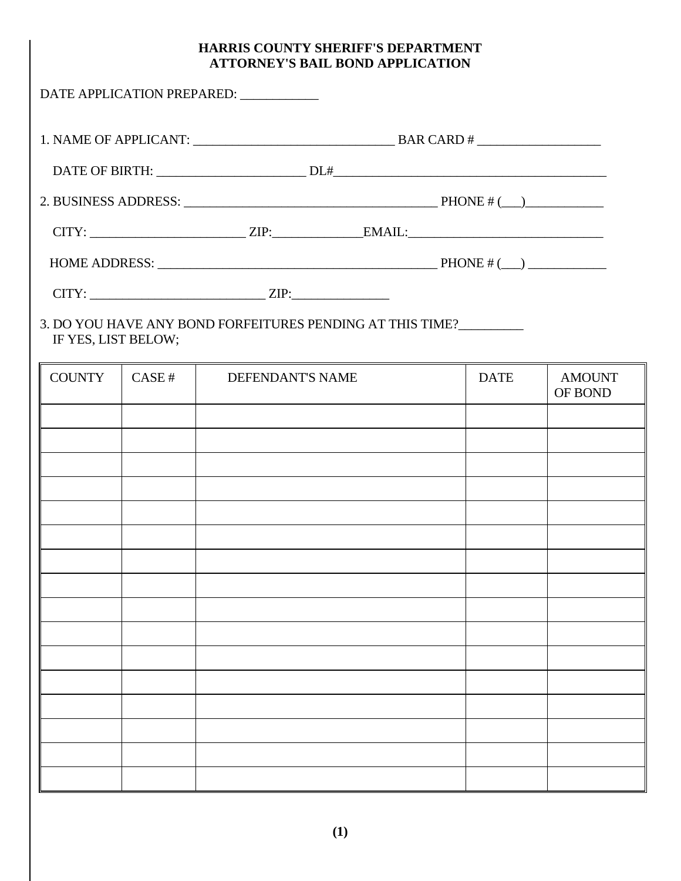# HARRIS COUNTY SHERIFF'S DEPARTMENT
# ATTORNEY'S BAIL BOND APPLICATION

DATE APPLICATION PREPARED: ____________

1. NAME OF APPLICANT: ______________________________ BAR CARD # __________________

   DATE OF BIRTH: ______________________ DL#________________________________________

2. BUSINESS ADDRESS: _____________________________________ PHONE # (___)____________

   CITY: _______________________ ZIP:_____________EMAIL:_____________________________

   HOME ADDRESS: __________________________________________ PHONE # (___) ____________

   CITY: ___________________________ ZIP:_______________

3. DO YOU HAVE ANY BOND FORFEITURES PENDING AT THIS TIME?__________
   IF YES, LIST BELOW;

| COUNTY | CASE # | DEFENDANT'S NAME | DATE | AMOUNT OF BOND |
|---|---|---|---|---|
| | | | | |
| | | | | |
| | | | | |
| | | | | |
| | | | | |
| | | | | |
| | | | | |
| | | | | |
| | | | | |
| | | | | |
| | | | | |
| | | | | |
| | | | | |
| | | | | |
| | | | | |
| | | | | |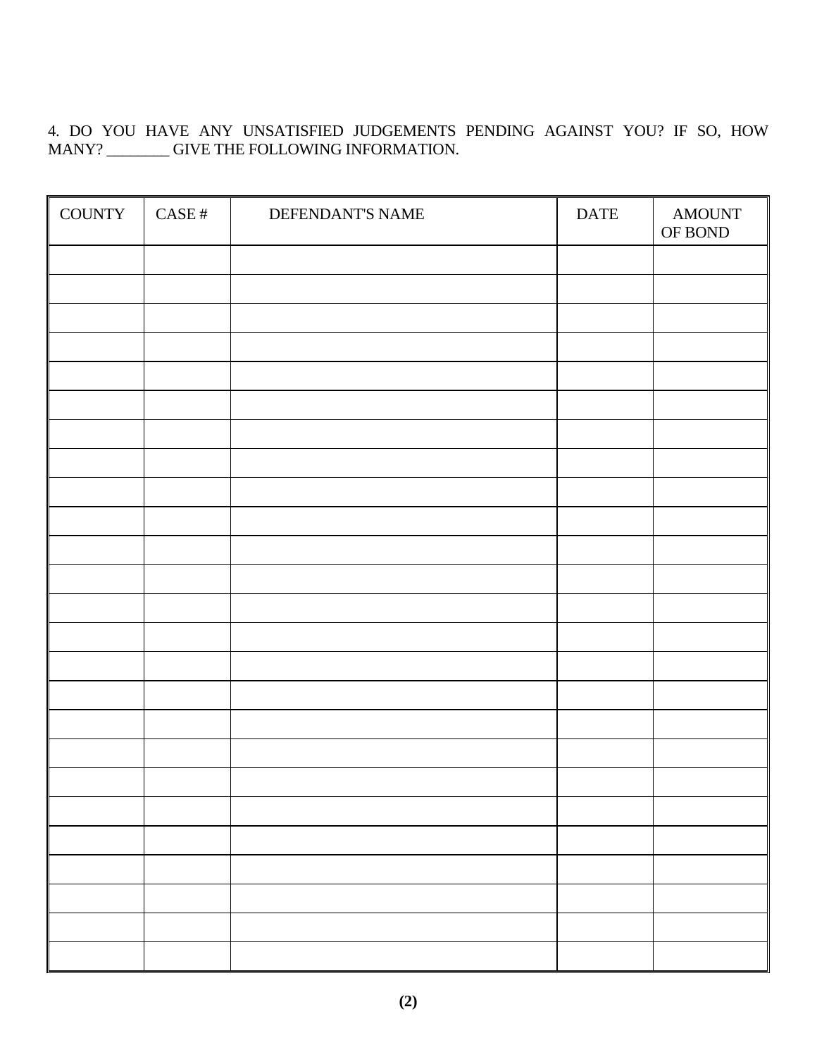4. DO YOU HAVE ANY UNSATISFIED JUDGEMENTS PENDING AGAINST YOU? IF SO, HOW MANY? ________ GIVE THE FOLLOWING INFORMATION.

| COUNTY | CASE # | DEFENDANT'S NAME | DATE | AMOUNT OF BOND |
|---|---|---|---|---|
| | | | | |
| | | | | |
| | | | | |
| | | | | |
| | | | | |
| | | | | |
| | | | | |
| | | | | |
| | | | | |
| | | | | |
| | | | | |
| | | | | |
| | | | | |
| | | | | |
| | | | | |
| | | | | |
| | | | | |
| | | | | |
| | | | | |
| | | | | |
| | | | | |
| | | | | |
| | | | | |
| | | | | |
| | | | | |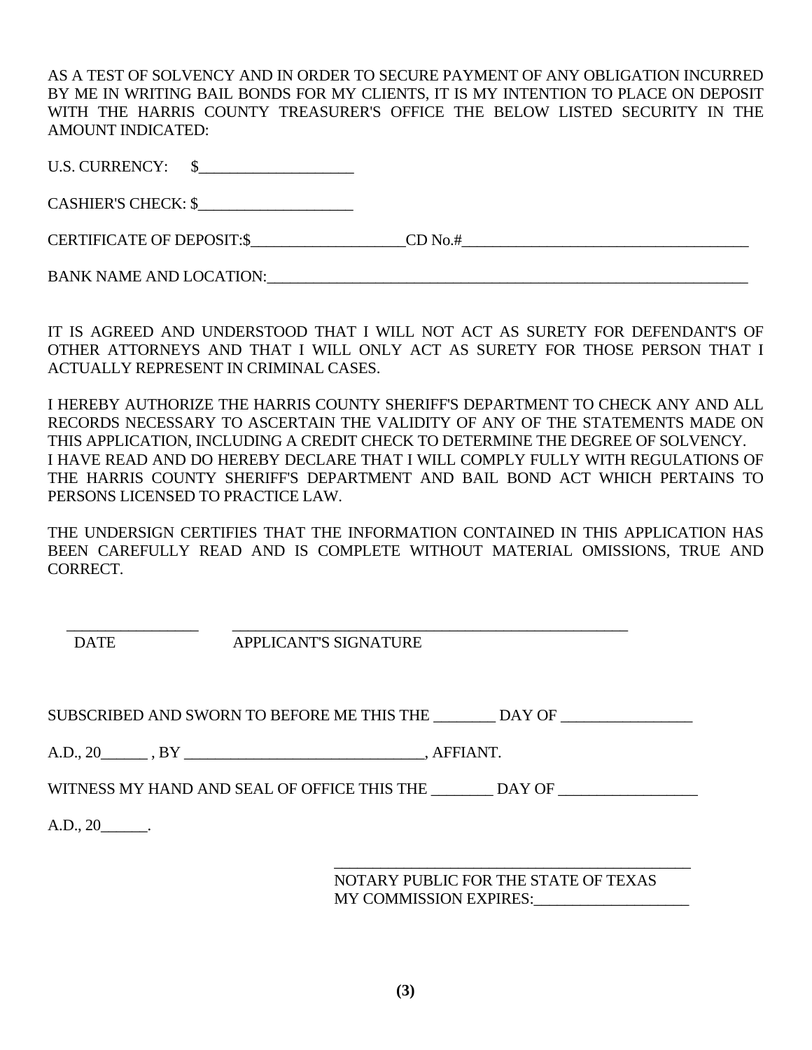AS A TEST OF SOLVENCY AND IN ORDER TO SECURE PAYMENT OF ANY OBLIGATION INCURRED BY ME IN WRITING BAIL BONDS FOR MY CLIENTS, IT IS MY INTENTION TO PLACE ON DEPOSIT WITH THE HARRIS COUNTY TREASURER'S OFFICE THE BELOW LISTED SECURITY IN THE AMOUNT INDICATED:

U.S. CURRENCY: $____________________

CASHIER'S CHECK: $____________________

CERTIFICATE OF DEPOSIT:$____________________CD No.#______________________________________

BANK NAME AND LOCATION:_________________________________________________________________

IT IS AGREED AND UNDERSTOOD THAT I WILL NOT ACT AS SURETY FOR DEFENDANT'S OF OTHER ATTORNEYS AND THAT I WILL ONLY ACT AS SURETY FOR THOSE PERSON THAT I ACTUALLY REPRESENT IN CRIMINAL CASES.

I HEREBY AUTHORIZE THE HARRIS COUNTY SHERIFF'S DEPARTMENT TO CHECK ANY AND ALL RECORDS NECESSARY TO ASCERTAIN THE VALIDITY OF ANY OF THE STATEMENTS MADE ON THIS APPLICATION, INCLUDING A CREDIT CHECK TO DETERMINE THE DEGREE OF SOLVENCY.
I HAVE READ AND DO HEREBY DECLARE THAT I WILL COMPLY FULLY WITH REGULATIONS OF THE HARRIS COUNTY SHERIFF'S DEPARTMENT AND BAIL BOND ACT WHICH PERTAINS TO PERSONS LICENSED TO PRACTICE LAW.

THE UNDERSIGN CERTIFIES THAT THE INFORMATION CONTAINED IN THIS APPLICATION HAS BEEN CAREFULLY READ AND IS COMPLETE WITHOUT MATERIAL OMISSIONS, TRUE AND CORRECT.

_________________ _____________________________________________________

DATE APPLICANT'S SIGNATURE

SUBSCRIBED AND SWORN TO BEFORE ME THIS THE ________ DAY OF _________________

A.D., 20______ , BY _______________________________, AFFIANT.

WITNESS MY HAND AND SEAL OF OFFICE THIS THE ________ DAY OF __________________

A.D., 20______.

_______________________________________________

NOTARY PUBLIC FOR THE STATE OF TEXAS
MY COMMISSION EXPIRES:____________________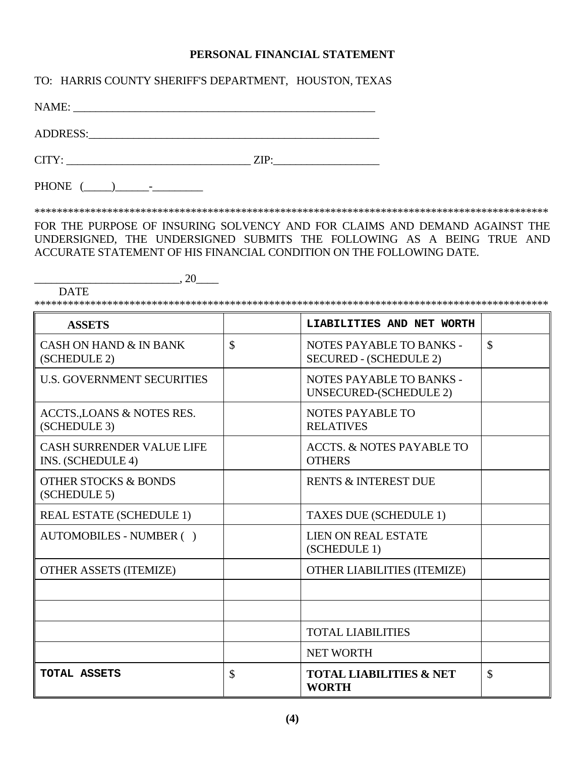# PERSONAL FINANCIAL STATEMENT

TO: HARRIS COUNTY SHERIFF'S DEPARTMENT, HOUSTON, TEXAS

NAME: _______________________________________________________

ADDRESS:_____________________________________________________

CITY: _________________________________ ZIP:__________________

PHONE (_____)______-_________

**************************************************************************************************

FOR THE PURPOSE OF INSURING SOLVENCY AND FOR CLAIMS AND DEMAND AGAINST THE UNDERSIGNED, THE UNDERSIGNED SUBMITS THE FOLLOWING AS A BEING TRUE AND ACCURATE STATEMENT OF HIS FINANCIAL CONDITION ON THE FOLLOWING DATE.

_________________________, 20____

DATE

**************************************************************************************************

| ASSETS | | LIABILITIES AND NET WORTH | |
|---|---|---|---|
| CASH ON HAND & IN BANK (SCHEDULE 2) | $ | NOTES PAYABLE TO BANKS - SECURED - (SCHEDULE 2) | $ |
| U.S. GOVERNMENT SECURITIES | | NOTES PAYABLE TO BANKS - UNSECURED-(SCHEDULE 2) | |
| ACCTS.,LOANS & NOTES RES. (SCHEDULE 3) | | NOTES PAYABLE TO RELATIVES | |
| CASH SURRENDER VALUE LIFE INS. (SCHEDULE 4) | | ACCTS. & NOTES PAYABLE TO OTHERS | |
| OTHER STOCKS & BONDS (SCHEDULE 5) | | RENTS & INTEREST DUE | |
| REAL ESTATE (SCHEDULE 1) | | TAXES DUE (SCHEDULE 1) | |
| AUTOMOBILES - NUMBER ( ) | | LIEN ON REAL ESTATE (SCHEDULE 1) | |
| OTHER ASSETS (ITEMIZE) | | OTHER LIABILITIES (ITEMIZE) | |
| | | | |
| | | | |
| | | TOTAL LIABILITIES | |
| | | NET WORTH | |
| **TOTAL ASSETS** | $ | **TOTAL LIABILITIES & NET WORTH** | $ |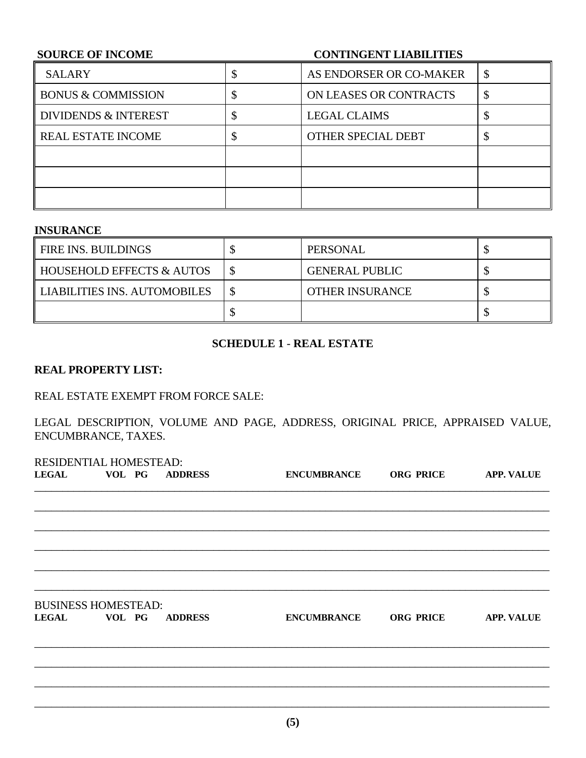| **SOURCE OF INCOME** | | **CONTINGENT LIABILITIES** | |
|---|---|---|---|
| SALARY | $ | AS ENDORSER OR CO-MAKER | $ |
| BONUS & COMMISSION | $ | ON LEASES OR CONTRACTS | $ |
| DIVIDENDS & INTEREST | $ | LEGAL CLAIMS | $ |
| REAL ESTATE INCOME | $ | OTHER SPECIAL DEBT | $ |
| | | | |
| | | | |
| | | | |

**INSURANCE**

| | | | |
|---|---|---|---|
| FIRE INS. BUILDINGS | $ | PERSONAL | $ |
| HOUSEHOLD EFFECTS & AUTOS | $ | GENERAL PUBLIC | $ |
| LIABILITIES INS. AUTOMOBILES | $ | OTHER INSURANCE | $ |
| | $ | | $ |

## SCHEDULE 1 - REAL ESTATE

**REAL PROPERTY LIST:**

REAL ESTATE EXEMPT FROM FORCE SALE:

LEGAL DESCRIPTION, VOLUME AND PAGE, ADDRESS, ORIGINAL PRICE, APPRAISED VALUE, ENCUMBRANCE, TAXES.

RESIDENTIAL HOMESTEAD:

| **LEGAL** | **VOL PG** | **ADDRESS** | **ENCUMBRANCE** | **ORG PRICE** | **APP. VALUE** |
|---|---|---|---|---|---|
| | | | | | |
| | | | | | |
| | | | | | |
| | | | | | |
| | | | | | |
| | | | | | |

BUSINESS HOMESTEAD:

| **LEGAL** | **VOL PG** | **ADDRESS** | **ENCUMBRANCE** | **ORG PRICE** | **APP. VALUE** |
|---|---|---|---|---|---|
| | | | | | |
| | | | | | |
| | | | | | |
| | | | | | |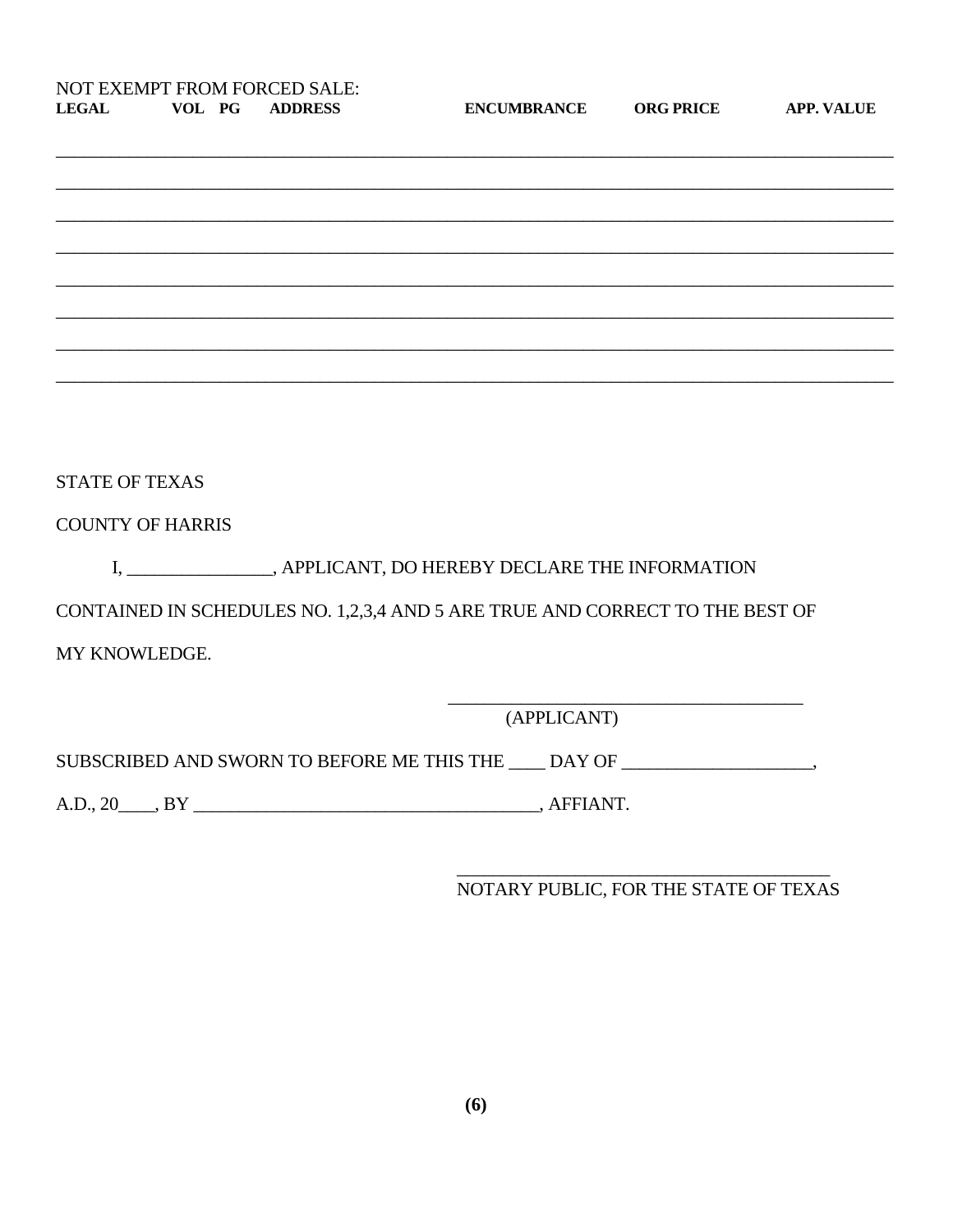NOT EXEMPT FROM FORCED SALE:

| LEGAL | VOL | PG | ADDRESS | ENCUMBRANCE | ORG PRICE | APP. VALUE |
|---|---|---|---|---|---|---|
| | | | | | | |
| | | | | | | |
| | | | | | | |
| | | | | | | |
| | | | | | | |
| | | | | | | |
| | | | | | | |
| | | | | | | |

STATE OF TEXAS

COUNTY OF HARRIS

I, _______________, APPLICANT, DO HEREBY DECLARE THE INFORMATION CONTAINED IN SCHEDULES NO. 1,2,3,4 AND 5 ARE TRUE AND CORRECT TO THE BEST OF MY KNOWLEDGE.

_____________________________________
(APPLICANT)

SUBSCRIBED AND SWORN TO BEFORE ME THIS THE ____ DAY OF ____________________, A.D., 20____, BY _____________________________________, AFFIANT.

_____________________________________
NOTARY PUBLIC, FOR THE STATE OF TEXAS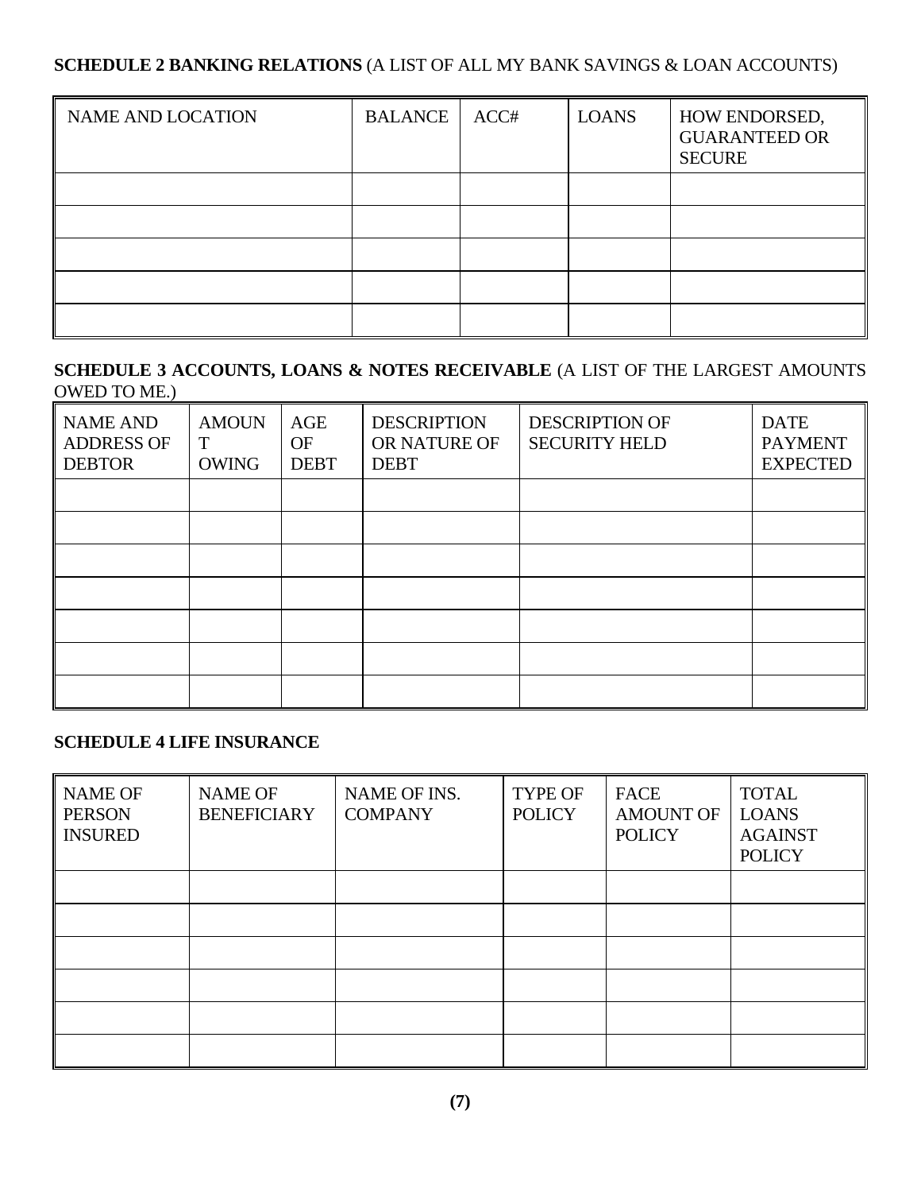**SCHEDULE 2 BANKING RELATIONS** (A LIST OF ALL MY BANK SAVINGS & LOAN ACCOUNTS)

| NAME AND LOCATION | BALANCE | ACC# | LOANS | HOW ENDORSED, GUARANTEED OR SECURE |
|---|---|---|---|---|
| | | | | |
| | | | | |
| | | | | |
| | | | | |
| | | | | |

**SCHEDULE 3 ACCOUNTS, LOANS & NOTES RECEIVABLE** (A LIST OF THE LARGEST AMOUNTS OWED TO ME.)

| NAME AND ADDRESS OF DEBTOR | AMOUNT OWING | AGE OF DEBT | DESCRIPTION OR NATURE OF DEBT | DESCRIPTION OF SECURITY HELD | DATE PAYMENT EXPECTED |
|---|---|---|---|---|---|
| | | | | | |
| | | | | | |
| | | | | | |
| | | | | | |
| | | | | | |
| | | | | | |
| | | | | | |

**SCHEDULE 4 LIFE INSURANCE**

| NAME OF PERSON INSURED | NAME OF BENEFICIARY | NAME OF INS. COMPANY | TYPE OF POLICY | FACE AMOUNT OF POLICY | TOTAL LOANS AGAINST POLICY |
|---|---|---|---|---|---|
| | | | | | |
| | | | | | |
| | | | | | |
| | | | | | |
| | | | | | |
| | | | | | |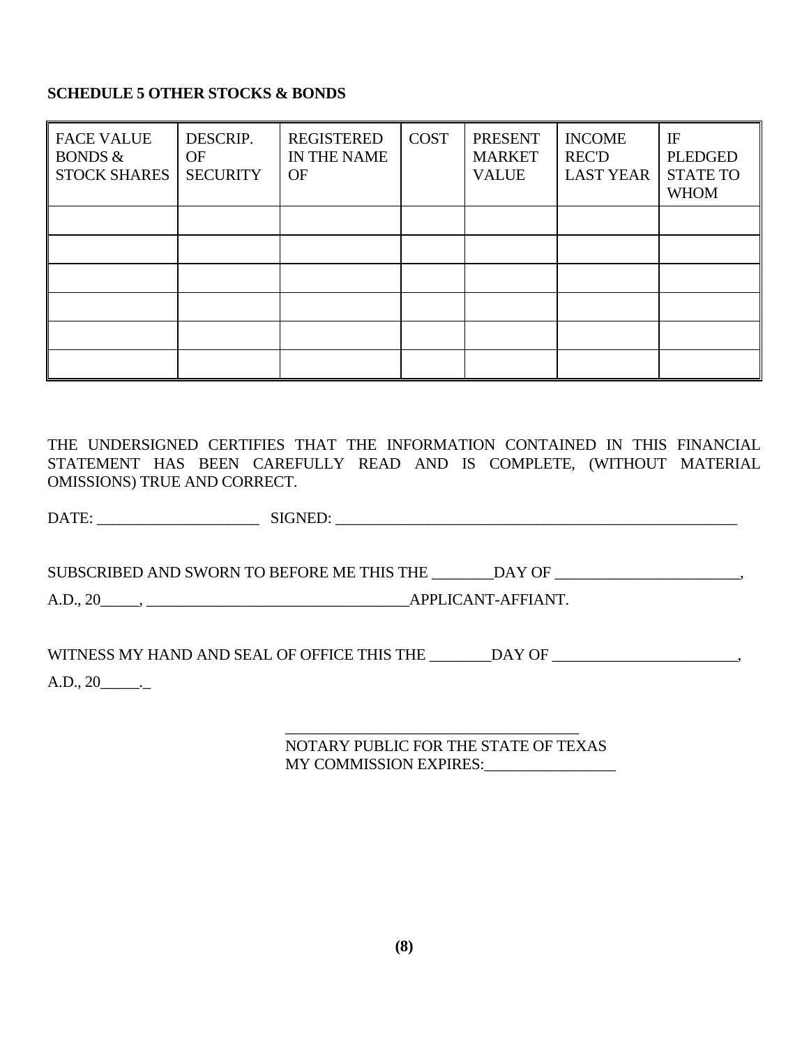**SCHEDULE 5 OTHER STOCKS & BONDS**

| FACE VALUE BONDS & STOCK SHARES | DESCRIP. OF SECURITY | REGISTERED IN THE NAME OF | COST | PRESENT MARKET VALUE | INCOME REC'D LAST YEAR | IF PLEDGED STATE TO WHOM |
|---|---|---|---|---|---|---|
| | | | | | | |
| | | | | | | |
| | | | | | | |
| | | | | | | |
| | | | | | | |
| | | | | | | |

THE UNDERSIGNED CERTIFIES THAT THE INFORMATION CONTAINED IN THIS FINANCIAL STATEMENT HAS BEEN CAREFULLY READ AND IS COMPLETE, (WITHOUT MATERIAL OMISSIONS) TRUE AND CORRECT.

DATE: ____________________ SIGNED: ______________________________________________________

SUBSCRIBED AND SWORN TO BEFORE ME THIS THE ________DAY OF ________________________,

A.D., 20_____, _________________________________APPLICANT-AFFIANT.

WITNESS MY HAND AND SEAL OF OFFICE THIS THE ________DAY OF ________________________,

A.D., 20_____._

_____________________________________
NOTARY PUBLIC FOR THE STATE OF TEXAS
MY COMMISSION EXPIRES:_________________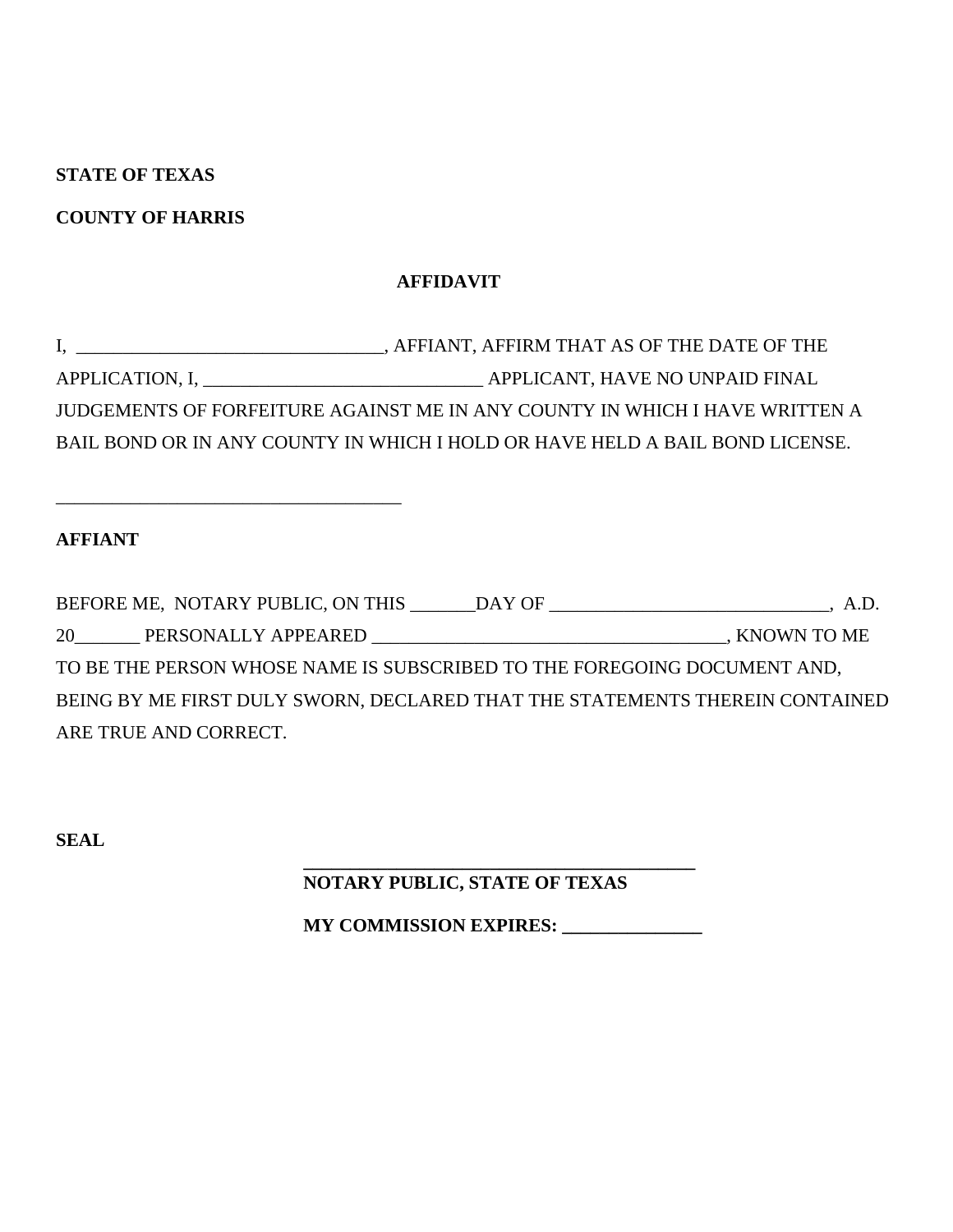**STATE OF TEXAS**

**COUNTY OF HARRIS**

**AFFIDAVIT**

I, _________________________________, AFFIANT, AFFIRM THAT AS OF THE DATE OF THE APPLICATION, I, ______________________________ APPLICANT, HAVE NO UNPAID FINAL JUDGEMENTS OF FORFEITURE AGAINST ME IN ANY COUNTY IN WHICH I HAVE WRITTEN A BAIL BOND OR IN ANY COUNTY IN WHICH I HOLD OR HAVE HELD A BAIL BOND LICENSE.

_____________________________________

**AFFIANT**

BEFORE ME, NOTARY PUBLIC, ON THIS _______DAY OF ______________________________, A.D. 20_______ PERSONALLY APPEARED _____________________________________, KNOWN TO ME TO BE THE PERSON WHOSE NAME IS SUBSCRIBED TO THE FOREGOING DOCUMENT AND, BEING BY ME FIRST DULY SWORN, DECLARED THAT THE STATEMENTS THEREIN CONTAINED ARE TRUE AND CORRECT.

**SEAL**

__________________________________________

**NOTARY PUBLIC, STATE OF TEXAS**

**MY COMMISSION EXPIRES: _______________**